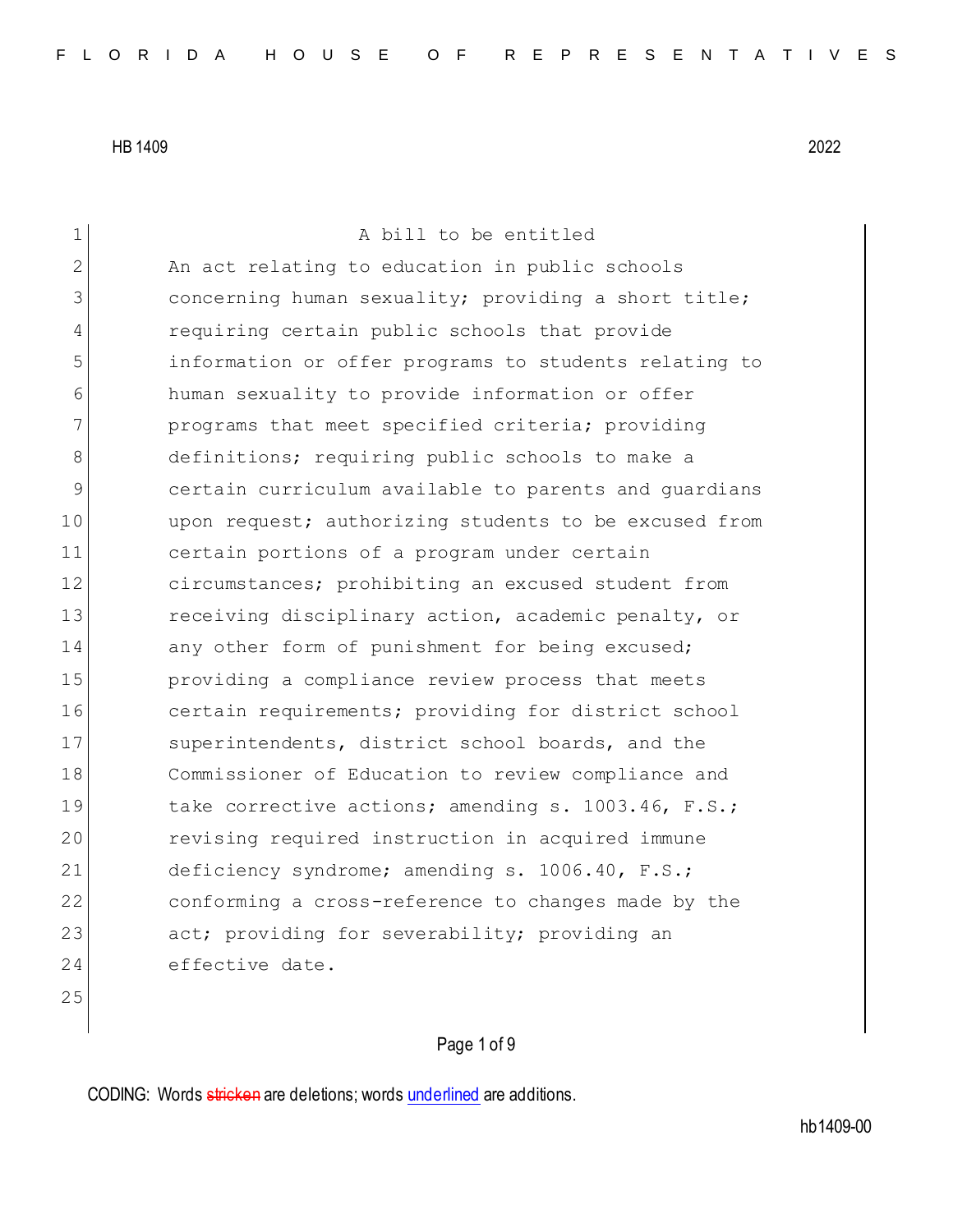HB 1409 2022

A bill to be entitled

An act relating to education in public schools concerning human sexuality; providing a short title; requiring certain public schools that provide information or offer programs to students relating to human sexuality to provide information or offer programs that meet specified criteria; providing definitions; requiring public schools to make a certain curriculum available to parents and guardians upon request; authorizing students to be excused from certain portions of a program under certain circumstances; prohibiting an excused student from receiving disciplinary action, academic penalty, or any other form of punishment for being excused; providing a compliance review process that meets certain requirements; providing for district school superintendents, district school boards, and the Commissioner of Education to review compliance and take corrective actions; amending s. 1003.46, F.S.; revising required instruction in acquired immune deficiency syndrome; amending s. 1006.40, F.S.; conforming a cross-reference to changes made by the act; providing for severability; providing an effective date.

CODING: Words ~~stricken~~ are deletions; words underlined are additions.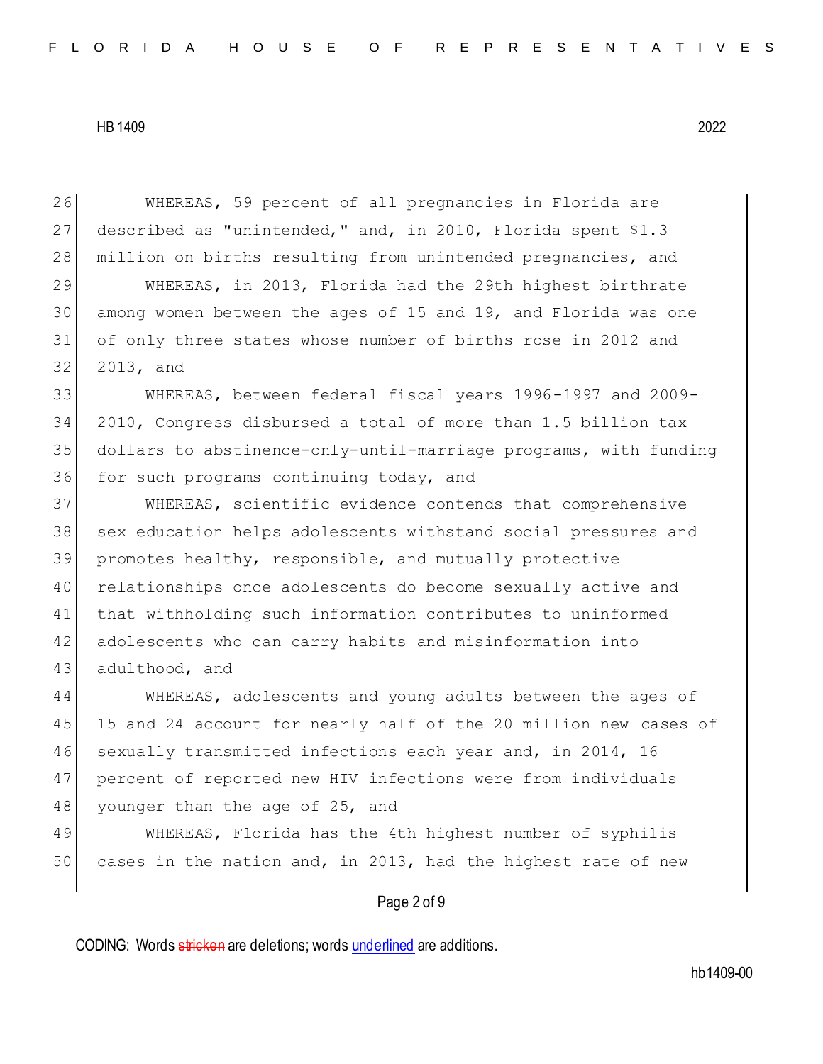WHEREAS, 59 percent of all pregnancies in Florida are described as "unintended," and, in 2010, Florida spent $1.3 million on births resulting from unintended pregnancies, and

WHEREAS, in 2013, Florida had the 29th highest birthrate among women between the ages of 15 and 19, and Florida was one of only three states whose number of births rose in 2012 and 2013, and

WHEREAS, between federal fiscal years 1996-1997 and 2009-2010, Congress disbursed a total of more than 1.5 billion tax dollars to abstinence-only-until-marriage programs, with funding for such programs continuing today, and

WHEREAS, scientific evidence contends that comprehensive sex education helps adolescents withstand social pressures and promotes healthy, responsible, and mutually protective relationships once adolescents do become sexually active and that withholding such information contributes to uninformed adolescents who can carry habits and misinformation into adulthood, and

WHEREAS, adolescents and young adults between the ages of 15 and 24 account for nearly half of the 20 million new cases of sexually transmitted infections each year and, in 2014, 16 percent of reported new HIV infections were from individuals younger than the age of 25, and

WHEREAS, Florida has the 4th highest number of syphilis cases in the nation and, in 2013, had the highest rate of new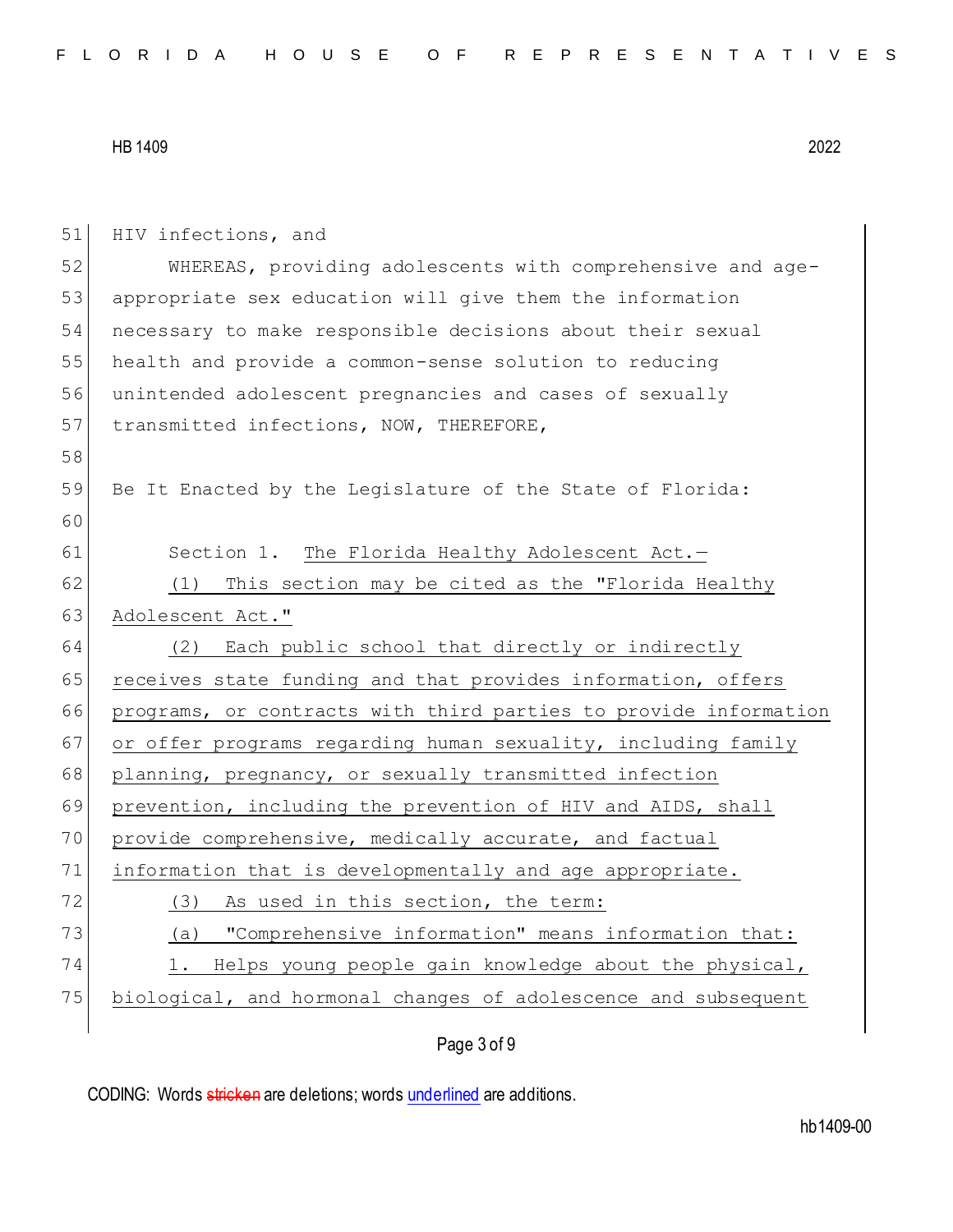HIV infections, and

WHEREAS, providing adolescents with comprehensive and age-appropriate sex education will give them the information necessary to make responsible decisions about their sexual health and provide a common-sense solution to reducing unintended adolescent pregnancies and cases of sexually transmitted infections, NOW, THEREFORE,

Be It Enacted by the Legislature of the State of Florida:

Section 1. The Florida Healthy Adolescent Act.—

(1) This section may be cited as the "Florida Healthy Adolescent Act."

(2) Each public school that directly or indirectly receives state funding and that provides information, offers programs, or contracts with third parties to provide information or offer programs regarding human sexuality, including family planning, pregnancy, or sexually transmitted infection prevention, including the prevention of HIV and AIDS, shall provide comprehensive, medically accurate, and factual information that is developmentally and age appropriate.

(3) As used in this section, the term:

(a) "Comprehensive information" means information that:

1. Helps young people gain knowledge about the physical, biological, and hormonal changes of adolescence and subsequent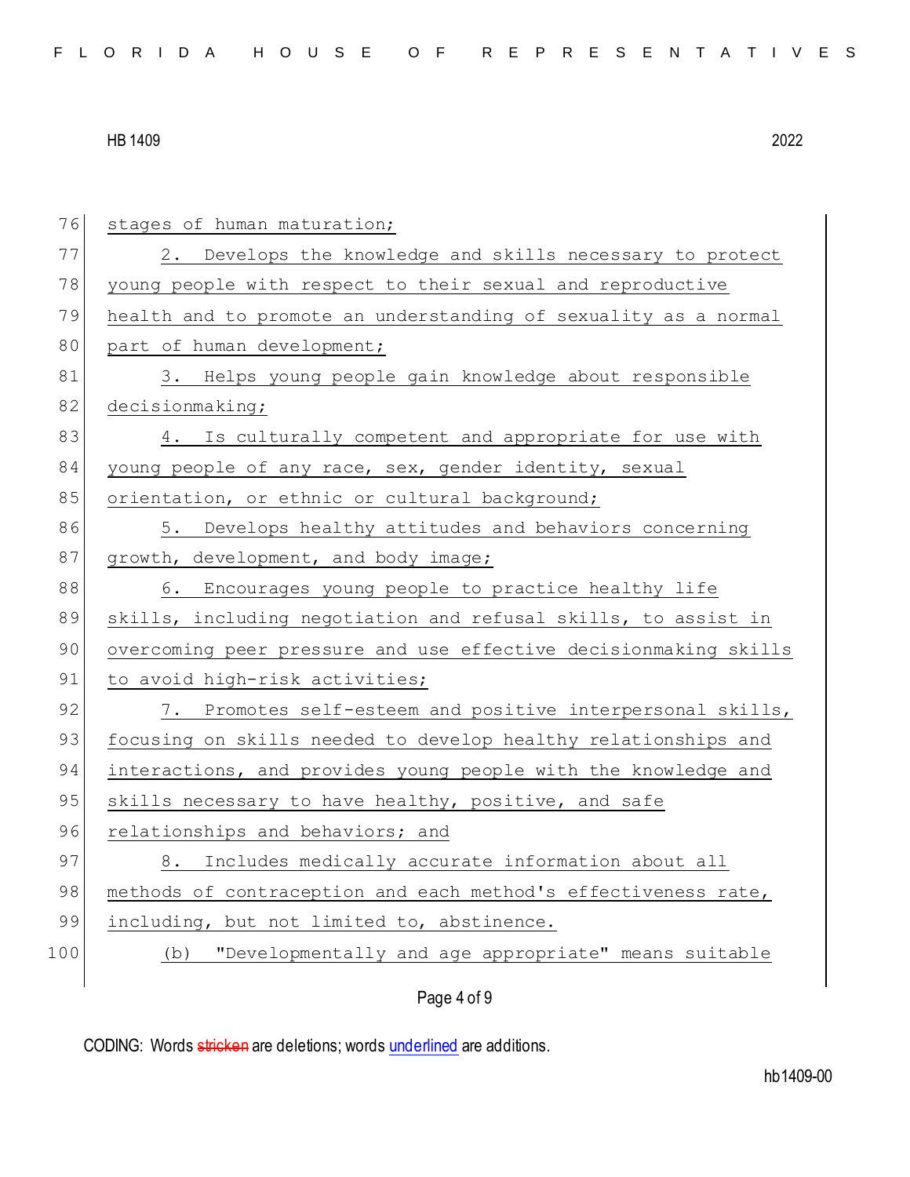stages of human maturation;

2. Develops the knowledge and skills necessary to protect young people with respect to their sexual and reproductive health and to promote an understanding of sexuality as a normal part of human development;

3. Helps young people gain knowledge about responsible decisionmaking;

4. Is culturally competent and appropriate for use with young people of any race, sex, gender identity, sexual orientation, or ethnic or cultural background;

5. Develops healthy attitudes and behaviors concerning growth, development, and body image;

6. Encourages young people to practice healthy life skills, including negotiation and refusal skills, to assist in overcoming peer pressure and use effective decisionmaking skills to avoid high-risk activities;

7. Promotes self-esteem and positive interpersonal skills, focusing on skills needed to develop healthy relationships and interactions, and provides young people with the knowledge and skills necessary to have healthy, positive, and safe relationships and behaviors; and

8. Includes medically accurate information about all methods of contraception and each method's effectiveness rate, including, but not limited to, abstinence.

(b) "Developmentally and age appropriate" means suitable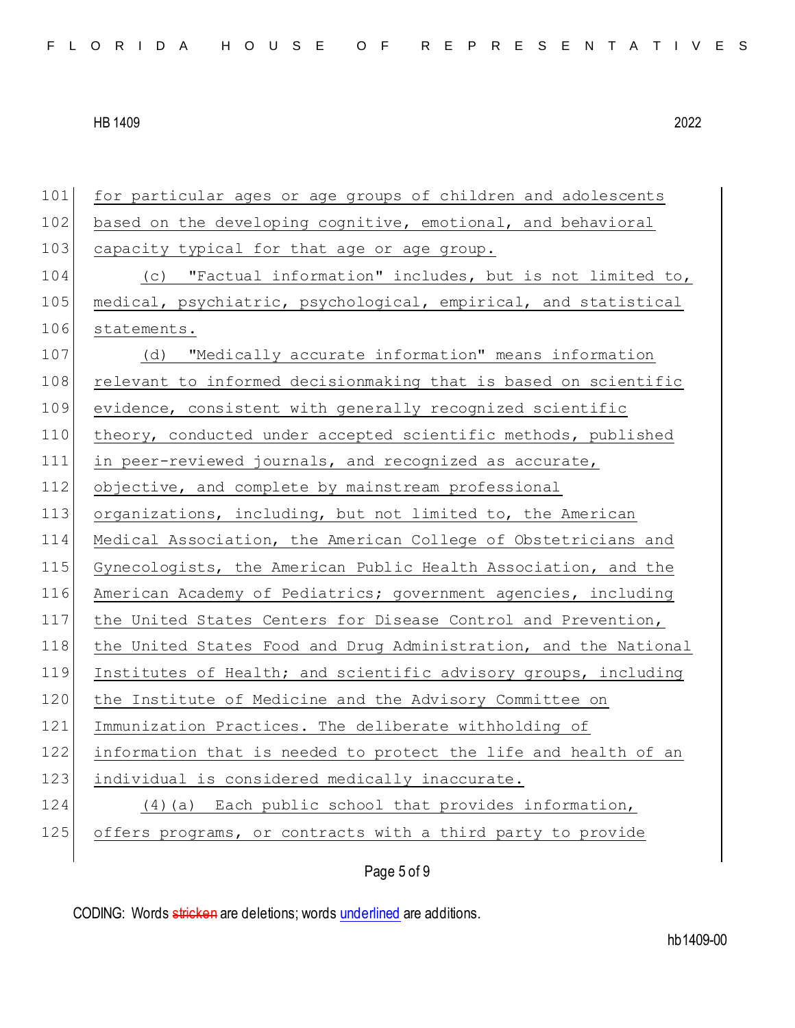for particular ages or age groups of children and adolescents based on the developing cognitive, emotional, and behavioral capacity typical for that age or age group.

(c) "Factual information" includes, but is not limited to, medical, psychiatric, psychological, empirical, and statistical statements.

(d) "Medically accurate information" means information relevant to informed decisionmaking that is based on scientific evidence, consistent with generally recognized scientific theory, conducted under accepted scientific methods, published in peer-reviewed journals, and recognized as accurate, objective, and complete by mainstream professional organizations, including, but not limited to, the American Medical Association, the American College of Obstetricians and Gynecologists, the American Public Health Association, and the American Academy of Pediatrics; government agencies, including the United States Centers for Disease Control and Prevention, the United States Food and Drug Administration, and the National Institutes of Health; and scientific advisory groups, including the Institute of Medicine and the Advisory Committee on Immunization Practices. The deliberate withholding of information that is needed to protect the life and health of an individual is considered medically inaccurate.

(4)(a) Each public school that provides information, offers programs, or contracts with a third party to provide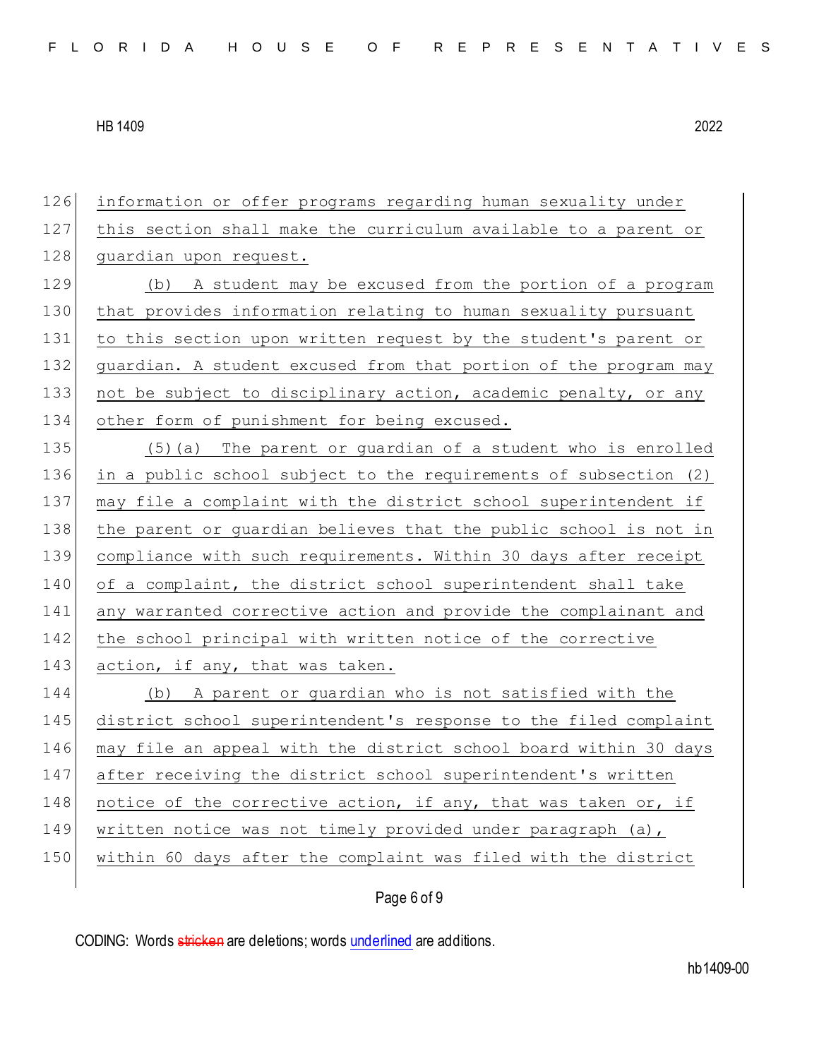information or offer programs regarding human sexuality under this section shall make the curriculum available to a parent or guardian upon request.

(b) A student may be excused from the portion of a program that provides information relating to human sexuality pursuant to this section upon written request by the student's parent or guardian. A student excused from that portion of the program may not be subject to disciplinary action, academic penalty, or any other form of punishment for being excused.

(5)(a) The parent or guardian of a student who is enrolled in a public school subject to the requirements of subsection (2) may file a complaint with the district school superintendent if the parent or guardian believes that the public school is not in compliance with such requirements. Within 30 days after receipt of a complaint, the district school superintendent shall take any warranted corrective action and provide the complainant and the school principal with written notice of the corrective action, if any, that was taken.

(b) A parent or guardian who is not satisfied with the district school superintendent's response to the filed complaint may file an appeal with the district school board within 30 days after receiving the district school superintendent's written notice of the corrective action, if any, that was taken or, if written notice was not timely provided under paragraph (a), within 60 days after the complaint was filed with the district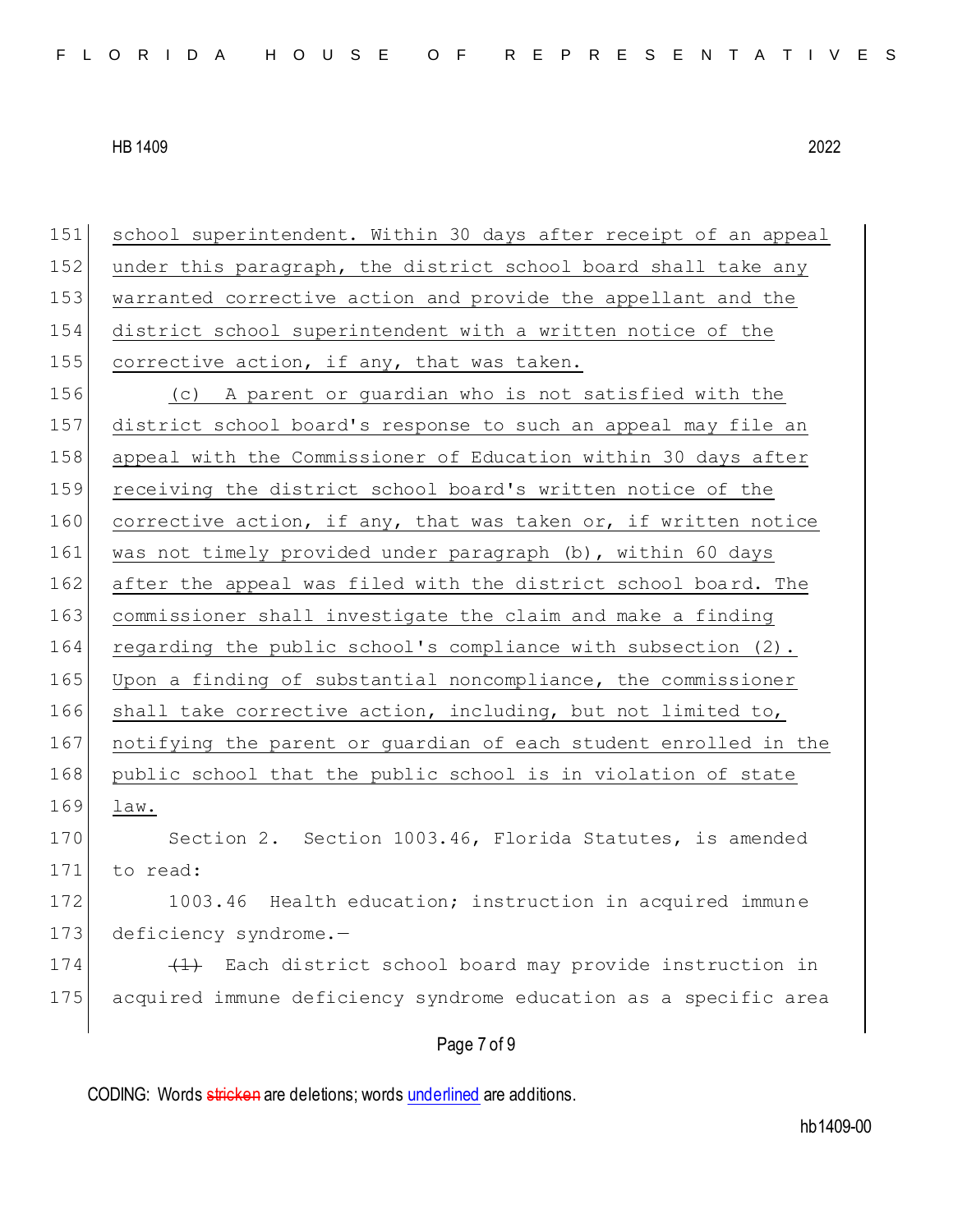school superintendent. Within 30 days after receipt of an appeal under this paragraph, the district school board shall take any warranted corrective action and provide the appellant and the district school superintendent with a written notice of the corrective action, if any, that was taken.

(c) A parent or guardian who is not satisfied with the district school board's response to such an appeal may file an appeal with the Commissioner of Education within 30 days after receiving the district school board's written notice of the corrective action, if any, that was taken or, if written notice was not timely provided under paragraph (b), within 60 days after the appeal was filed with the district school board. The commissioner shall investigate the claim and make a finding regarding the public school's compliance with subsection (2). Upon a finding of substantial noncompliance, the commissioner shall take corrective action, including, but not limited to, notifying the parent or guardian of each student enrolled in the public school that the public school is in violation of state law.

Section 2. Section 1003.46, Florida Statutes, is amended to read:

1003.46 Health education; instruction in acquired immune deficiency syndrome.—

~~(1)~~ Each district school board may provide instruction in acquired immune deficiency syndrome education as a specific area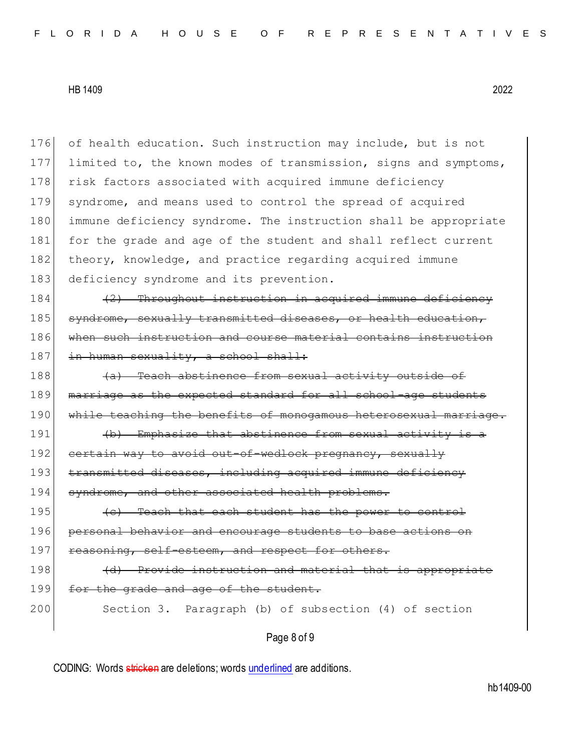of health education. Such instruction may include, but is not limited to, the known modes of transmission, signs and symptoms, risk factors associated with acquired immune deficiency syndrome, and means used to control the spread of acquired immune deficiency syndrome. The instruction shall be appropriate for the grade and age of the student and shall reflect current theory, knowledge, and practice regarding acquired immune deficiency syndrome and its prevention.

~~(2) Throughout instruction in acquired immune deficiency syndrome, sexually transmitted diseases, or health education, when such instruction and course material contains instruction in human sexuality, a school shall:~~

~~(a) Teach abstinence from sexual activity outside of marriage as the expected standard for all school-age students while teaching the benefits of monogamous heterosexual marriage.~~

~~(b) Emphasize that abstinence from sexual activity is a certain way to avoid out-of-wedlock pregnancy, sexually transmitted diseases, including acquired immune deficiency syndrome, and other associated health problems.~~

~~(c) Teach that each student has the power to control personal behavior and encourage students to base actions on reasoning, self-esteem, and respect for others.~~

~~(d) Provide instruction and material that is appropriate for the grade and age of the student.~~

Section 3. Paragraph (b) of subsection (4) of section

CODING: Words ~~stricken~~ are deletions; words underlined are additions.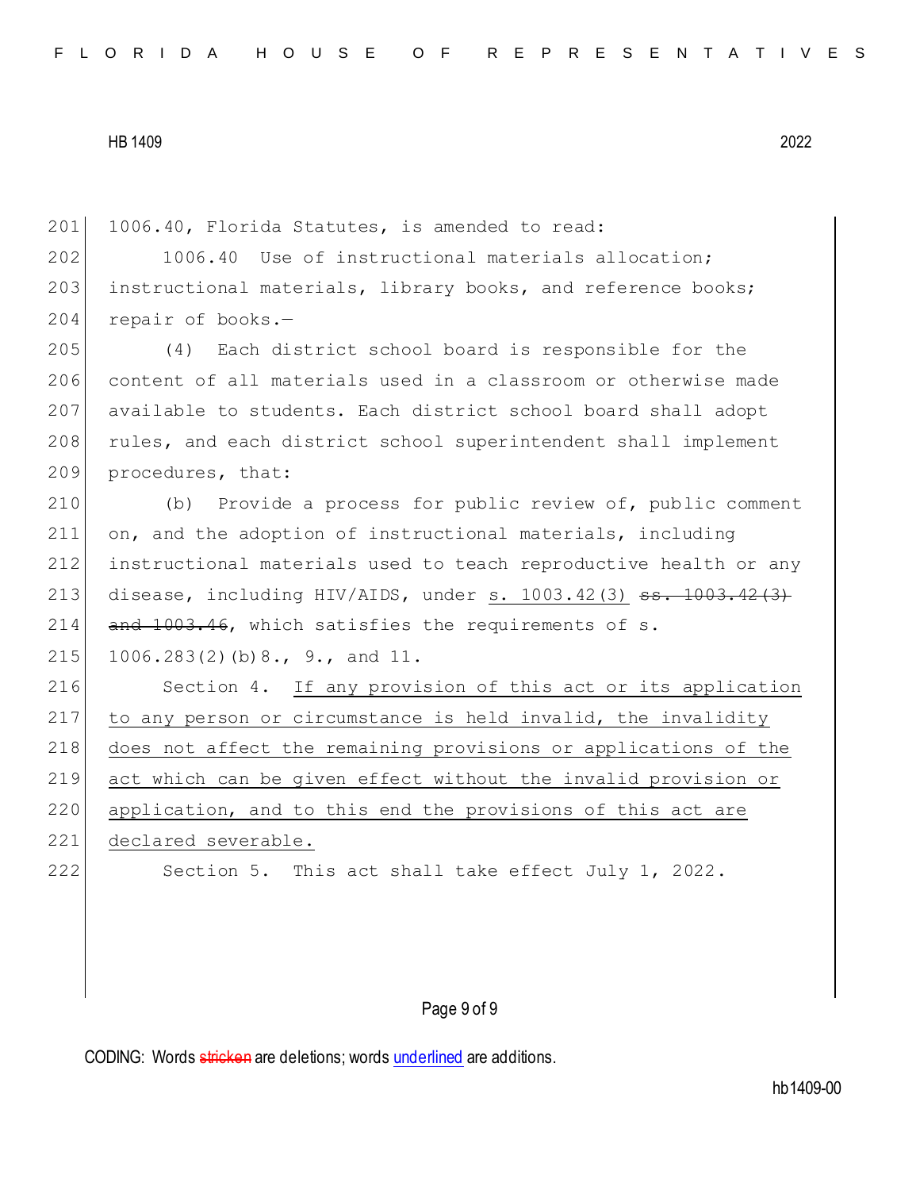1006.40, Florida Statutes, is amended to read:

1006.40 Use of instructional materials allocation; instructional materials, library books, and reference books; repair of books.—

(4) Each district school board is responsible for the content of all materials used in a classroom or otherwise made available to students. Each district school board shall adopt rules, and each district school superintendent shall implement procedures, that:

(b) Provide a process for public review of, public comment on, and the adoption of instructional materials, including instructional materials used to teach reproductive health or any disease, including HIV/AIDS, under <u>s. 1003.42(3)</u> ~~ss. 1003.42(3) and 1003.46~~, which satisfies the requirements of s. 1006.283(2)(b)8., 9., and 11.

Section 4. <u>If any provision of this act or its application to any person or circumstance is held invalid, the invalidity does not affect the remaining provisions or applications of the act which can be given effect without the invalid provision or application, and to this end the provisions of this act are declared severable.</u>

Section 5. This act shall take effect July 1, 2022.